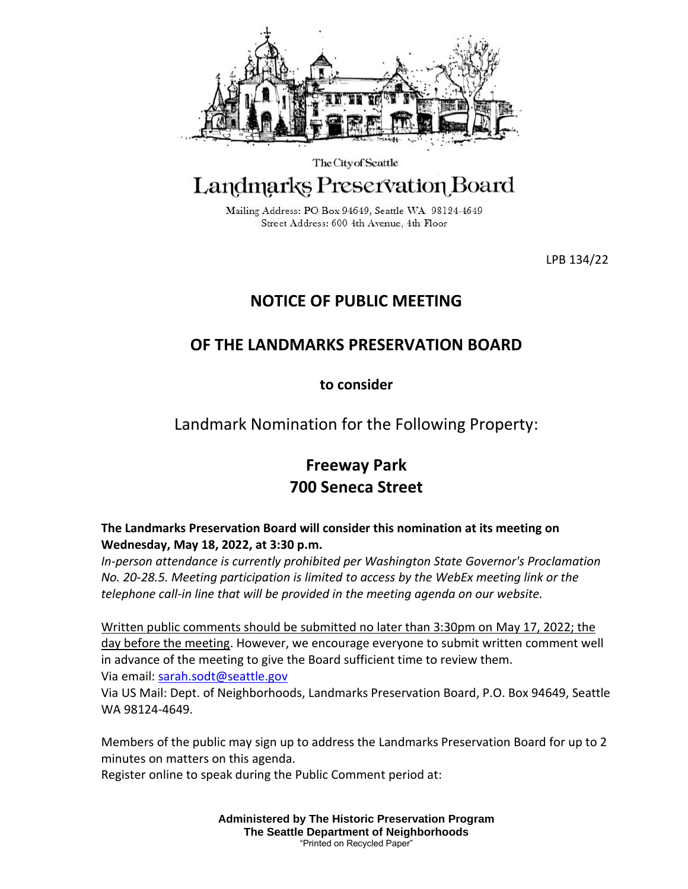The City of Seattle

# Landmarks Preservation Board

Mailing Address: PO Box 94649, Seattle WA 98124-4649
Street Address: 600 4th Avenue, 4th Floor

LPB 134/22

## NOTICE OF PUBLIC MEETING

## OF THE LANDMARKS PRESERVATION BOARD

**to consider**

Landmark Nomination for the Following Property:

## Freeway Park
## 700 Seneca Street

**The Landmarks Preservation Board will consider this nomination at its meeting on Wednesday, May 18, 2022, at 3:30 p.m.**
*In-person attendance is currently prohibited per Washington State Governor's Proclamation No. 20-28.5. Meeting participation is limited to access by the WebEx meeting link or the telephone call-in line that will be provided in the meeting agenda on our website.*

Written public comments should be submitted no later than 3:30pm on May 17, 2022; the day before the meeting. However, we encourage everyone to submit written comment well in advance of the meeting to give the Board sufficient time to review them.
Via email: sarah.sodt@seattle.gov
Via US Mail: Dept. of Neighborhoods, Landmarks Preservation Board, P.O. Box 94649, Seattle WA 98124-4649.

Members of the public may sign up to address the Landmarks Preservation Board for up to 2 minutes on matters on this agenda.
Register online to speak during the Public Comment period at:

**Administered by The Historic Preservation Program**
**The Seattle Department of Neighborhoods**
"Printed on Recycled Paper"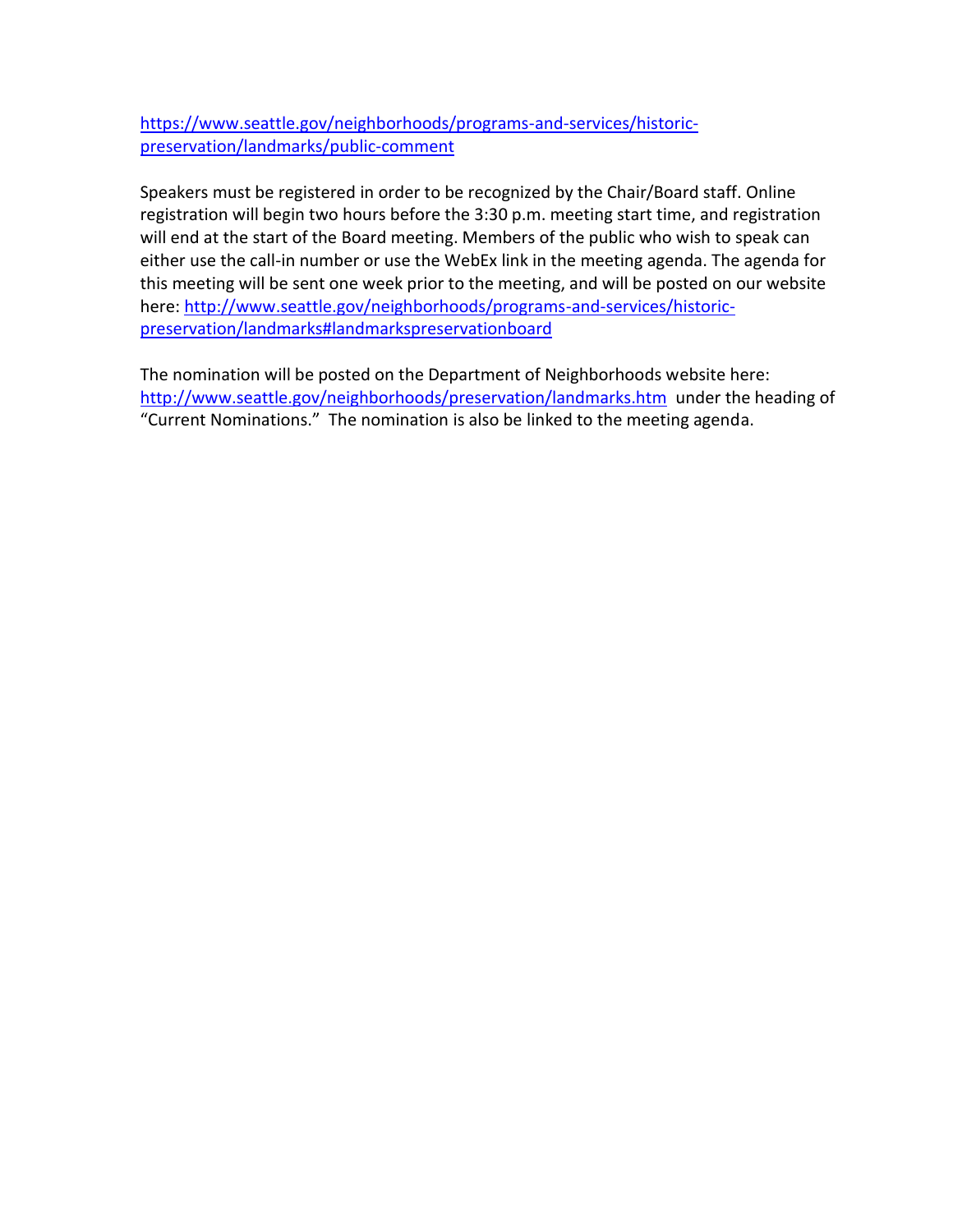https://www.seattle.gov/neighborhoods/programs-and-services/historic-preservation/landmarks/public-comment

Speakers must be registered in order to be recognized by the Chair/Board staff. Online registration will begin two hours before the 3:30 p.m. meeting start time, and registration will end at the start of the Board meeting. Members of the public who wish to speak can either use the call-in number or use the WebEx link in the meeting agenda. The agenda for this meeting will be sent one week prior to the meeting, and will be posted on our website here: http://www.seattle.gov/neighborhoods/programs-and-services/historic-preservation/landmarks#landmarkspreservationboard

The nomination will be posted on the Department of Neighborhoods website here: http://www.seattle.gov/neighborhoods/preservation/landmarks.htm under the heading of "Current Nominations." The nomination is also be linked to the meeting agenda.